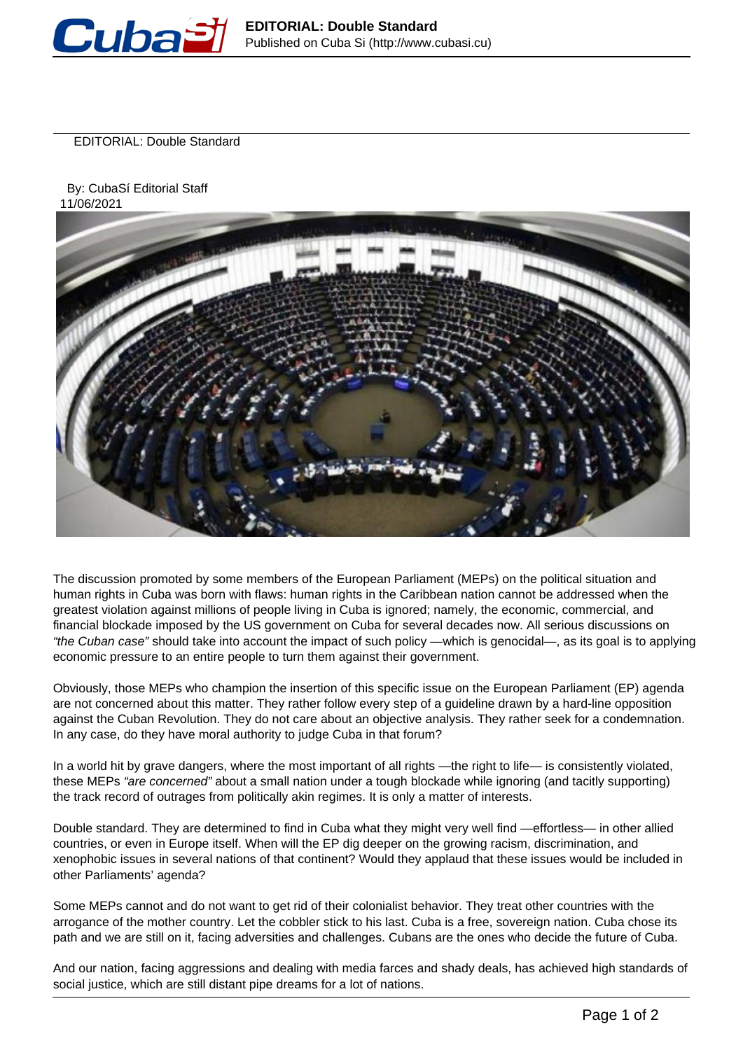# EDITORIAL: Double Standard

By: CubaSí Editorial Staff
11/06/2021

The discussion promoted by some members of the European Parliament (MEPs) on the political situation and human rights in Cuba was born with flaws: human rights in the Caribbean nation cannot be addressed when the greatest violation against millions of people living in Cuba is ignored; namely, the economic, commercial, and financial blockade imposed by the US government on Cuba for several decades now. All serious discussions on *"the Cuban case"* should take into account the impact of such policy —which is genocidal—, as its goal is to applying economic pressure to an entire people to turn them against their government.

Obviously, those MEPs who champion the insertion of this specific issue on the European Parliament (EP) agenda are not concerned about this matter. They rather follow every step of a guideline drawn by a hard-line opposition against the Cuban Revolution. They do not care about an objective analysis. They rather seek for a condemnation. In any case, do they have moral authority to judge Cuba in that forum?

In a world hit by grave dangers, where the most important of all rights —the right to life— is consistently violated, these MEPs *"are concerned"* about a small nation under a tough blockade while ignoring (and tacitly supporting) the track record of outrages from politically akin regimes. It is only a matter of interests.

Double standard. They are determined to find in Cuba what they might very well find —effortless— in other allied countries, or even in Europe itself. When will the EP dig deeper on the growing racism, discrimination, and xenophobic issues in several nations of that continent? Would they applaud that these issues would be included in other Parliaments' agenda?

Some MEPs cannot and do not want to get rid of their colonialist behavior. They treat other countries with the arrogance of the mother country. Let the cobbler stick to his last. Cuba is a free, sovereign nation. Cuba chose its path and we are still on it, facing adversities and challenges. Cubans are the ones who decide the future of Cuba.

And our nation, facing aggressions and dealing with media farces and shady deals, has achieved high standards of social justice, which are still distant pipe dreams for a lot of nations.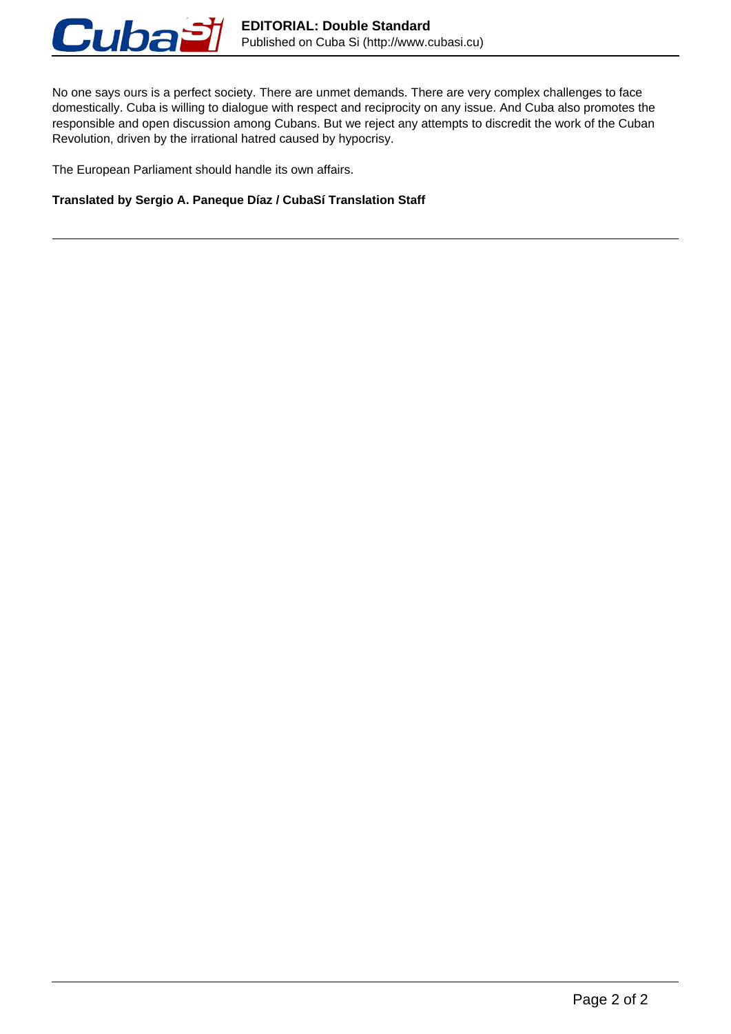No one says ours is a perfect society. There are unmet demands. There are very complex challenges to face domestically. Cuba is willing to dialogue with respect and reciprocity on any issue. And Cuba also promotes the responsible and open discussion among Cubans. But we reject any attempts to discredit the work of the Cuban Revolution, driven by the irrational hatred caused by hypocrisy.

The European Parliament should handle its own affairs.

**Translated by Sergio A. Paneque Díaz / CubaSí Translation Staff**